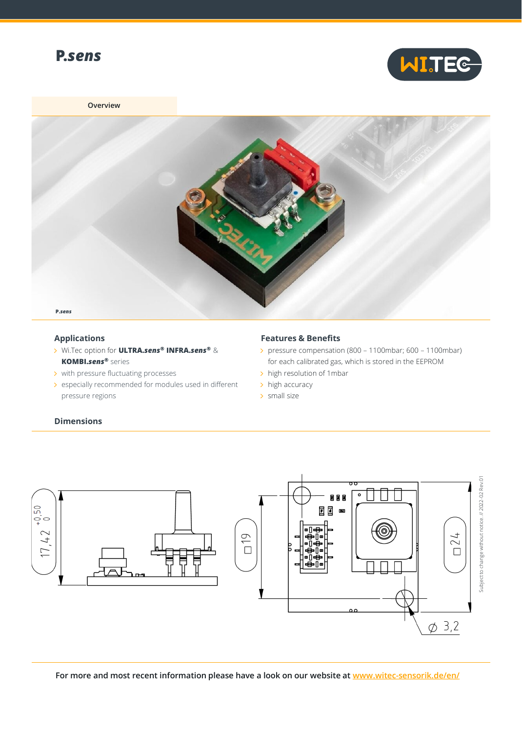# P.sens

Overview

P.sens

## Applications

- Wi.Tec option for **ULTRA.*sens*® INFRA.*sens*®** & **KOMBI.*sens*®** series
- with pressure fluctuating processes
- especially recommended for modules used in different pressure regions

## Features & Benefits

- pressure compensation (800 – 1100mbar; 600 – 1100mbar) for each calibrated gas, which is stored in the EEPROM
- high resolution of 1mbar
- high accuracy
- small size

## Dimensions

17,4 $^{+0,50}_{0}$

□19

□24

⌀ 3,2

Subject to change without notice. // 2022-02 Rev.01

For more and most recent information please have a look on our website at www.witec-sensorik.de/en/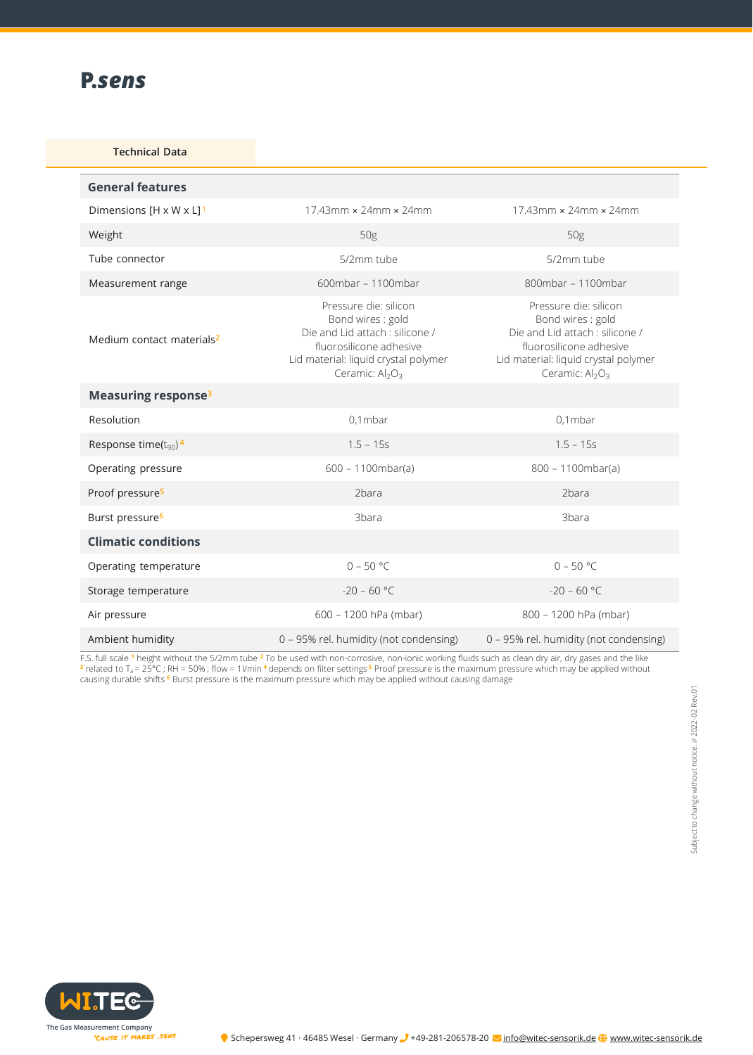# P.sens

## Technical Data

| | | |
|---|---|---|
| **General features** | | |
| Dimensions [H x W x L] [1] | 17.43mm × 24mm × 24mm | 17.43mm × 24mm × 24mm |
| Weight | 50g | 50g |
| Tube connector | 5/2mm tube | 5/2mm tube |
| Measurement range | 600mbar – 1100mbar | 800mbar – 1100mbar |
| Medium contact materials[2] | Pressure die: silicon<br>Bond wires : gold<br>Die and Lid attach : silicone / fluorosilicone adhesive<br>Lid material: liquid crystal polymer<br>Ceramic: $Al_2O_3$ | Pressure die: silicon<br>Bond wires : gold<br>Die and Lid attach : silicone / fluorosilicone adhesive<br>Lid material: liquid crystal polymer<br>Ceramic: $Al_2O_3$ |
| **Measuring response**[3] | | |
| Resolution | 0,1mbar | 0,1mbar |
| Response time($t_{90}$)[4] | 1.5 – 15s | 1.5 – 15s |
| Operating pressure | 600 – 1100mbar(a) | 800 – 1100mbar(a) |
| Proof pressure[5] | 2bara | 2bara |
| Burst pressure[6] | 3bara | 3bara |
| **Climatic conditions** | | |
| Operating temperature | 0 – 50 °C | 0 – 50 °C |
| Storage temperature | -20 – 60 °C | -20 – 60 °C |
| Air pressure | 600 – 1200 hPa (mbar) | 800 – 1200 hPa (mbar) |
| Ambient humidity | 0 – 95% rel. humidity (not condensing) | 0 – 95% rel. humidity (not condensing) |

F.S. full scale [1] height without the 5/2mm tube [2] To be used with non-corrosive, non-ionic working fluids such as clean dry air, dry gases and the like [3] related to $T_a$ = 25°C ; RH = 50% ; flow = 1l/min [4] depends on filter settings [5] Proof pressure is the maximum pressure which may be applied without causing durable shifts [6] Burst pressure is the maximum pressure which may be applied without causing damage

Subject to change without notice. // 2022-02 Rev.01

WI.TEC
The Gas Measurement Company
'CAUSE IT MAKES .SENS

Schepersweg 41 · 46485 Wesel · Germany +49-281-206578-20 info@witec-sensorik.de www.witec-sensorik.de